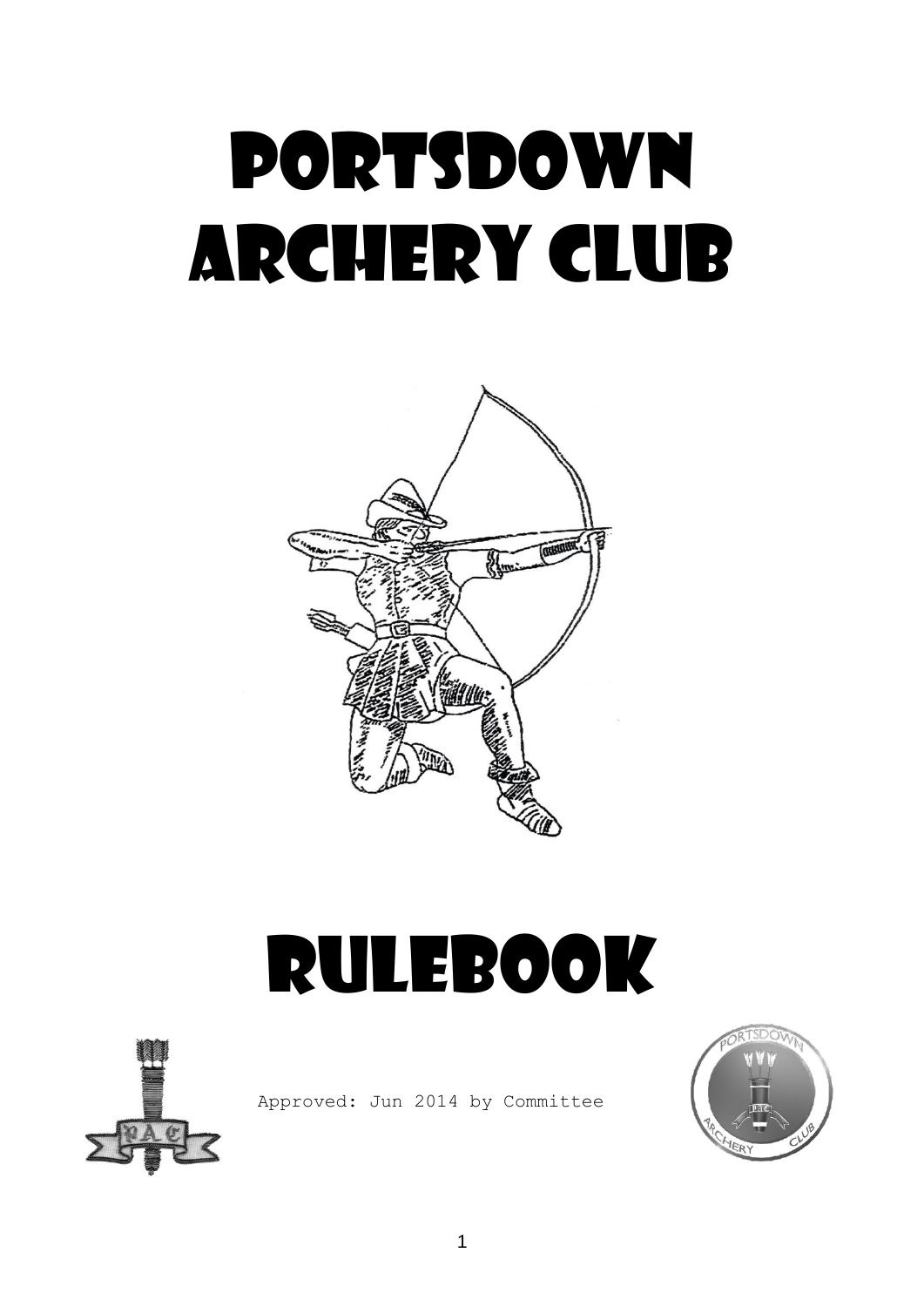# Portsdown Archery Club

# Rulebook

Approved: Jun 2014 by Committee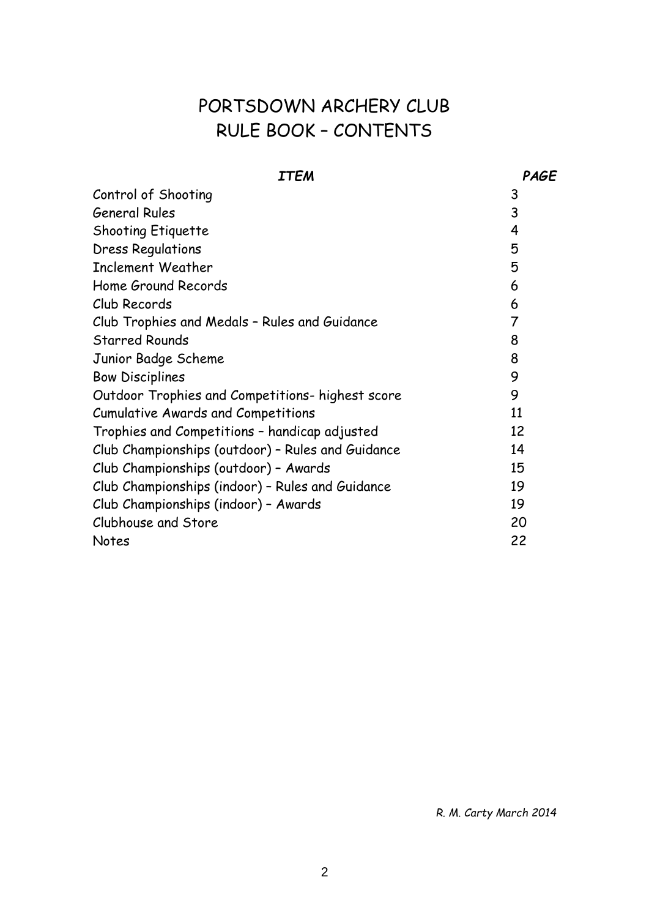# PORTSDOWN ARCHERY CLUB
# RULE BOOK – CONTENTS

| *ITEM* | *PAGE* |
|---|---|
| Control of Shooting | 3 |
| General Rules | 3 |
| Shooting Etiquette | 4 |
| Dress Regulations | 5 |
| Inclement Weather | 5 |
| Home Ground Records | 6 |
| Club Records | 6 |
| Club Trophies and Medals – Rules and Guidance | 7 |
| Starred Rounds | 8 |
| Junior Badge Scheme | 8 |
| Bow Disciplines | 9 |
| Outdoor Trophies and Competitions- highest score | 9 |
| Cumulative Awards and Competitions | 11 |
| Trophies and Competitions – handicap adjusted | 12 |
| Club Championships (outdoor) – Rules and Guidance | 14 |
| Club Championships (outdoor) – Awards | 15 |
| Club Championships (indoor) – Rules and Guidance | 19 |
| Club Championships (indoor) – Awards | 19 |
| Clubhouse and Store | 20 |
| Notes | 22 |

*R. M. Carty March 2014*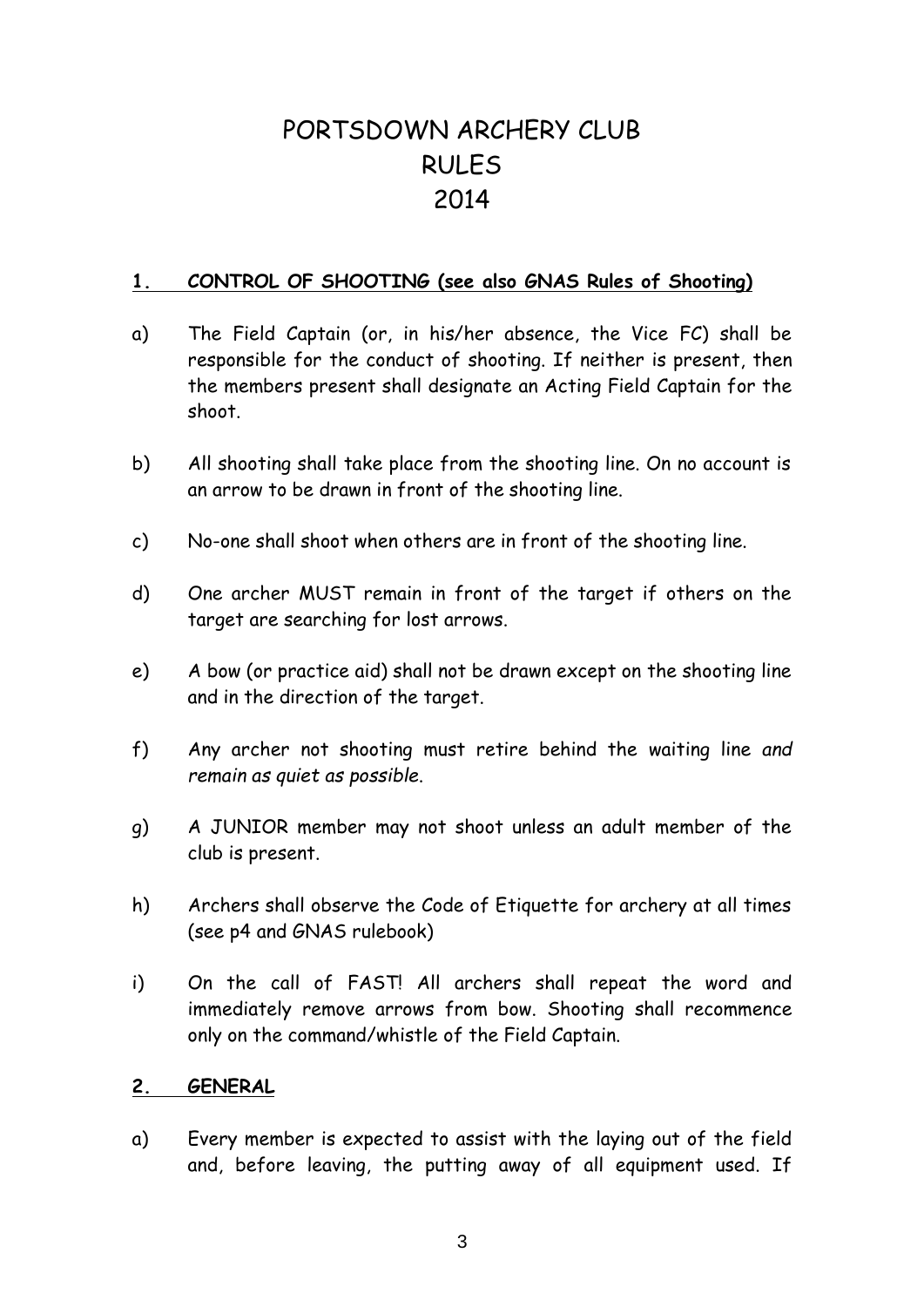# PORTSDOWN ARCHERY CLUB
# RULES
# 2014

## 1. CONTROL OF SHOOTING (see also GNAS Rules of Shooting)

a) The Field Captain (or, in his/her absence, the Vice FC) shall be responsible for the conduct of shooting. If neither is present, then the members present shall designate an Acting Field Captain for the shoot.

b) All shooting shall take place from the shooting line. On no account is an arrow to be drawn in front of the shooting line.

c) No-one shall shoot when others are in front of the shooting line.

d) One archer MUST remain in front of the target if others on the target are searching for lost arrows.

e) A bow (or practice aid) shall not be drawn except on the shooting line and in the direction of the target.

f) Any archer not shooting must retire behind the waiting line *and remain as quiet as possible.*

g) A JUNIOR member may not shoot unless an adult member of the club is present.

h) Archers shall observe the Code of Etiquette for archery at all times (see p4 and GNAS rulebook)

i) On the call of FAST! All archers shall repeat the word and immediately remove arrows from bow. Shooting shall recommence only on the command/whistle of the Field Captain.

## 2. GENERAL

a) Every member is expected to assist with the laying out of the field and, before leaving, the putting away of all equipment used. If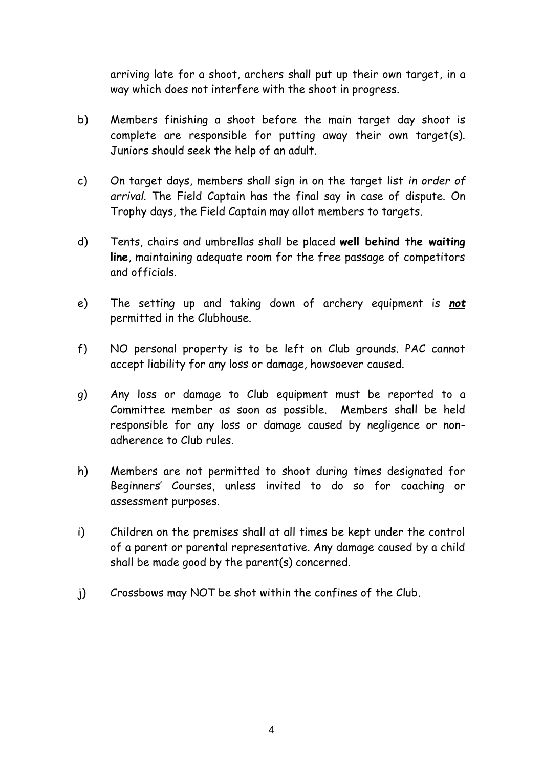arriving late for a shoot, archers shall put up their own target, in a way which does not interfere with the shoot in progress.

b) Members finishing a shoot before the main target day shoot is complete are responsible for putting away their own target(s). Juniors should seek the help of an adult.

c) On target days, members shall sign in on the target list *in order of arrival.* The Field Captain has the final say in case of dispute. On Trophy days, the Field Captain may allot members to targets.

d) Tents, chairs and umbrellas shall be placed **well behind the waiting line**, maintaining adequate room for the free passage of competitors and officials.

e) The setting up and taking down of archery equipment is ***not*** permitted in the Clubhouse.

f) NO personal property is to be left on Club grounds. PAC cannot accept liability for any loss or damage, howsoever caused.

g) Any loss or damage to Club equipment must be reported to a Committee member as soon as possible. Members shall be held responsible for any loss or damage caused by negligence or non-adherence to Club rules.

h) Members are not permitted to shoot during times designated for Beginners' Courses, unless invited to do so for coaching or assessment purposes.

i) Children on the premises shall at all times be kept under the control of a parent or parental representative. Any damage caused by a child shall be made good by the parent(s) concerned.

j) Crossbows may NOT be shot within the confines of the Club.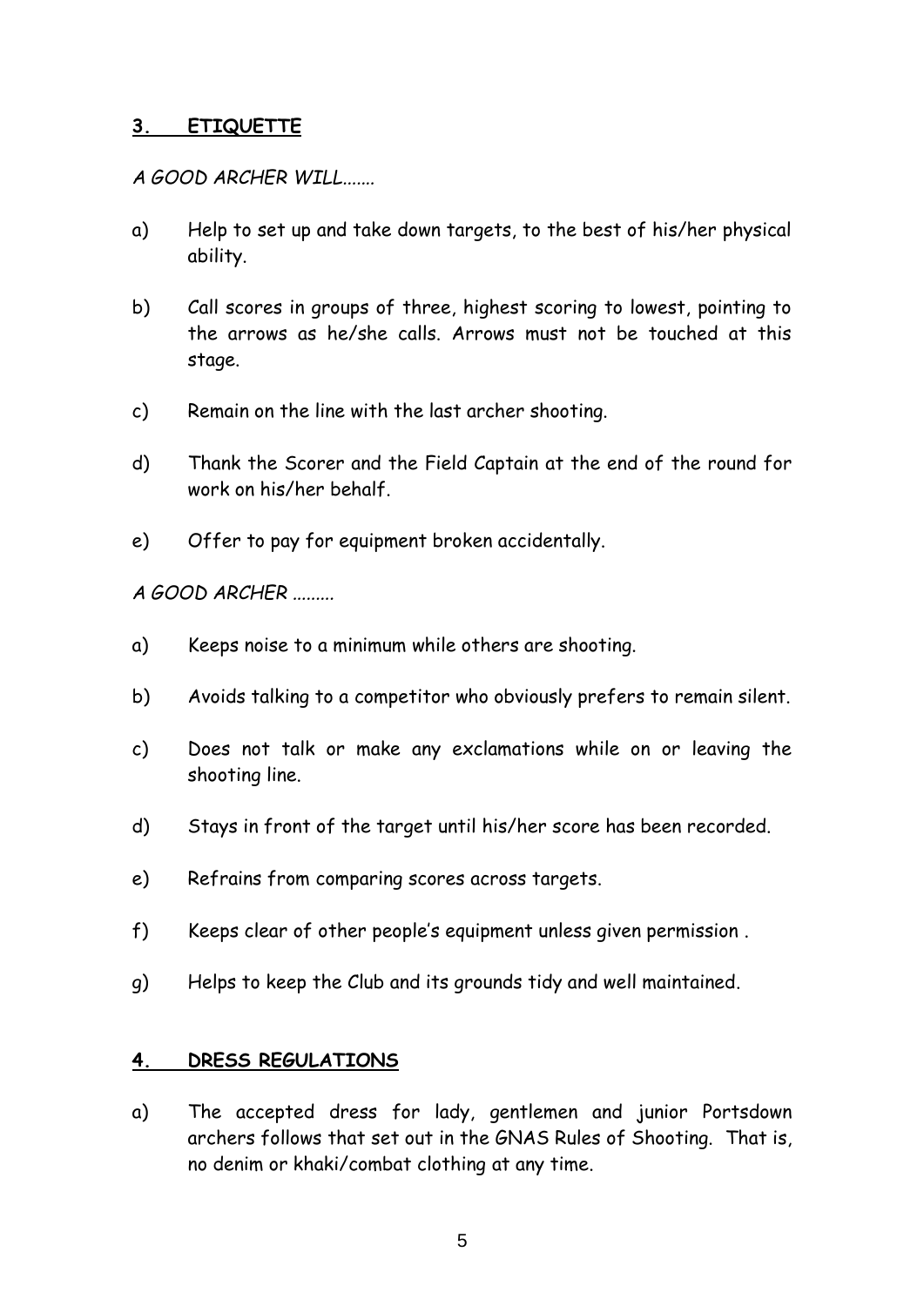## 3. ETIQUETTE

*A GOOD ARCHER WILL.......*

a) Help to set up and take down targets, to the best of his/her physical ability.

b) Call scores in groups of three, highest scoring to lowest, pointing to the arrows as he/she calls. Arrows must not be touched at this stage.

c) Remain on the line with the last archer shooting.

d) Thank the Scorer and the Field Captain at the end of the round for work on his/her behalf.

e) Offer to pay for equipment broken accidentally.

*A GOOD ARCHER .........*

a) Keeps noise to a minimum while others are shooting.

b) Avoids talking to a competitor who obviously prefers to remain silent.

c) Does not talk or make any exclamations while on or leaving the shooting line.

d) Stays in front of the target until his/her score has been recorded.

e) Refrains from comparing scores across targets.

f) Keeps clear of other people's equipment unless given permission .

g) Helps to keep the Club and its grounds tidy and well maintained.

## 4. DRESS REGULATIONS

a) The accepted dress for lady, gentlemen and junior Portsdown archers follows that set out in the GNAS Rules of Shooting. That is, no denim or khaki/combat clothing at any time.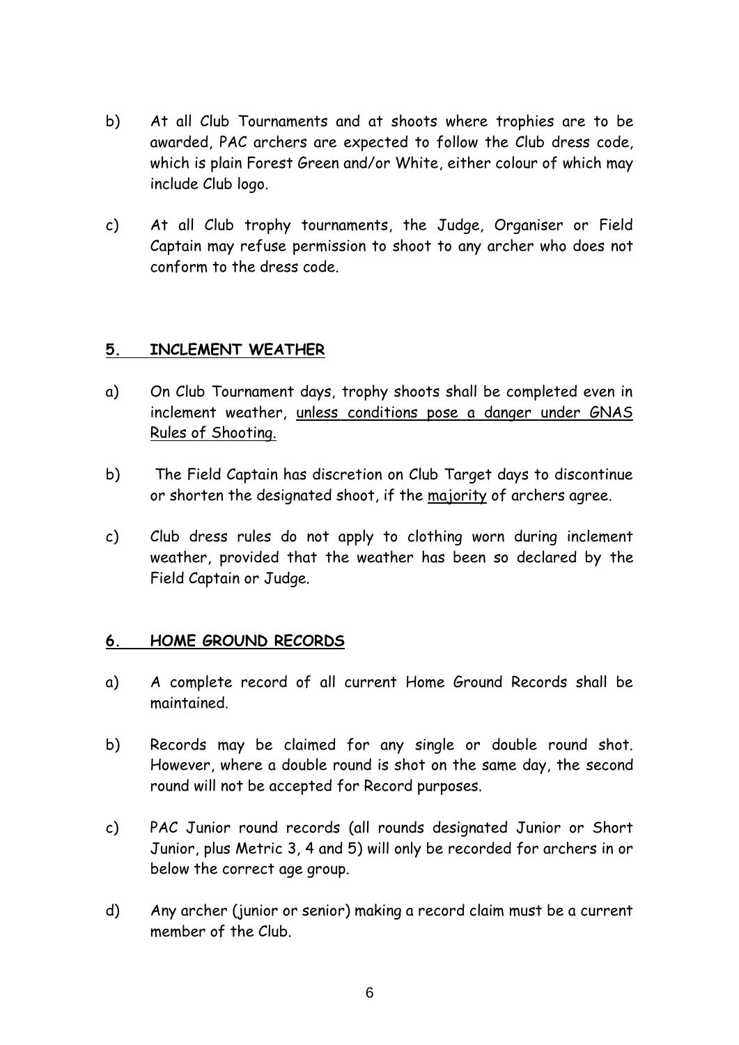b) At all Club Tournaments and at shoots where trophies are to be awarded, PAC archers are expected to follow the Club dress code, which is plain Forest Green and/or White, either colour of which may include Club logo.

c) At all Club trophy tournaments, the Judge, Organiser or Field Captain may refuse permission to shoot to any archer who does not conform to the dress code.

## 5. INCLEMENT WEATHER

a) On Club Tournament days, trophy shoots shall be completed even in inclement weather, <u>unless conditions pose a danger under GNAS Rules of Shooting.</u>

b) The Field Captain has discretion on Club Target days to discontinue or shorten the designated shoot, if the <u>majority</u> of archers agree.

c) Club dress rules do not apply to clothing worn during inclement weather, provided that the weather has been so declared by the Field Captain or Judge.

## 6. HOME GROUND RECORDS

a) A complete record of all current Home Ground Records shall be maintained.

b) Records may be claimed for any single or double round shot. However, where a double round is shot on the same day, the second round will not be accepted for Record purposes.

c) PAC Junior round records (all rounds designated Junior or Short Junior, plus Metric 3, 4 and 5) will only be recorded for archers in or below the correct age group.

d) Any archer (junior or senior) making a record claim must be a current member of the Club.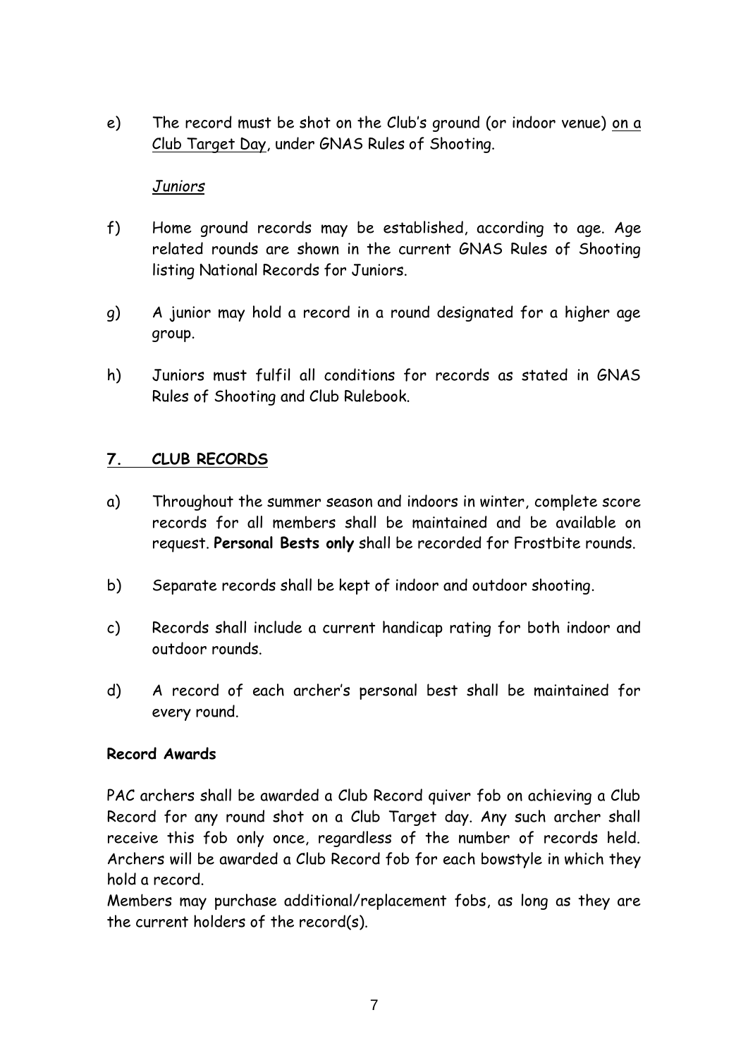e) The record must be shot on the Club's ground (or indoor venue) <u>on a Club Target Day</u>, under GNAS Rules of Shooting.

*<u>Juniors</u>*

f) Home ground records may be established, according to age. Age related rounds are shown in the current GNAS Rules of Shooting listing National Records for Juniors.

g) A junior may hold a record in a round designated for a higher age group.

h) Juniors must fulfil all conditions for records as stated in GNAS Rules of Shooting and Club Rulebook.

## <u>7. CLUB RECORDS</u>

a) Throughout the summer season and indoors in winter, complete score records for all members shall be maintained and be available on request. **Personal Bests only** shall be recorded for Frostbite rounds.

b) Separate records shall be kept of indoor and outdoor shooting.

c) Records shall include a current handicap rating for both indoor and outdoor rounds.

d) A record of each archer's personal best shall be maintained for every round.

**Record Awards**

PAC archers shall be awarded a Club Record quiver fob on achieving a Club Record for any round shot on a Club Target day. Any such archer shall receive this fob only once, regardless of the number of records held. Archers will be awarded a Club Record fob for each bowstyle in which they hold a record.

Members may purchase additional/replacement fobs, as long as they are the current holders of the record(s).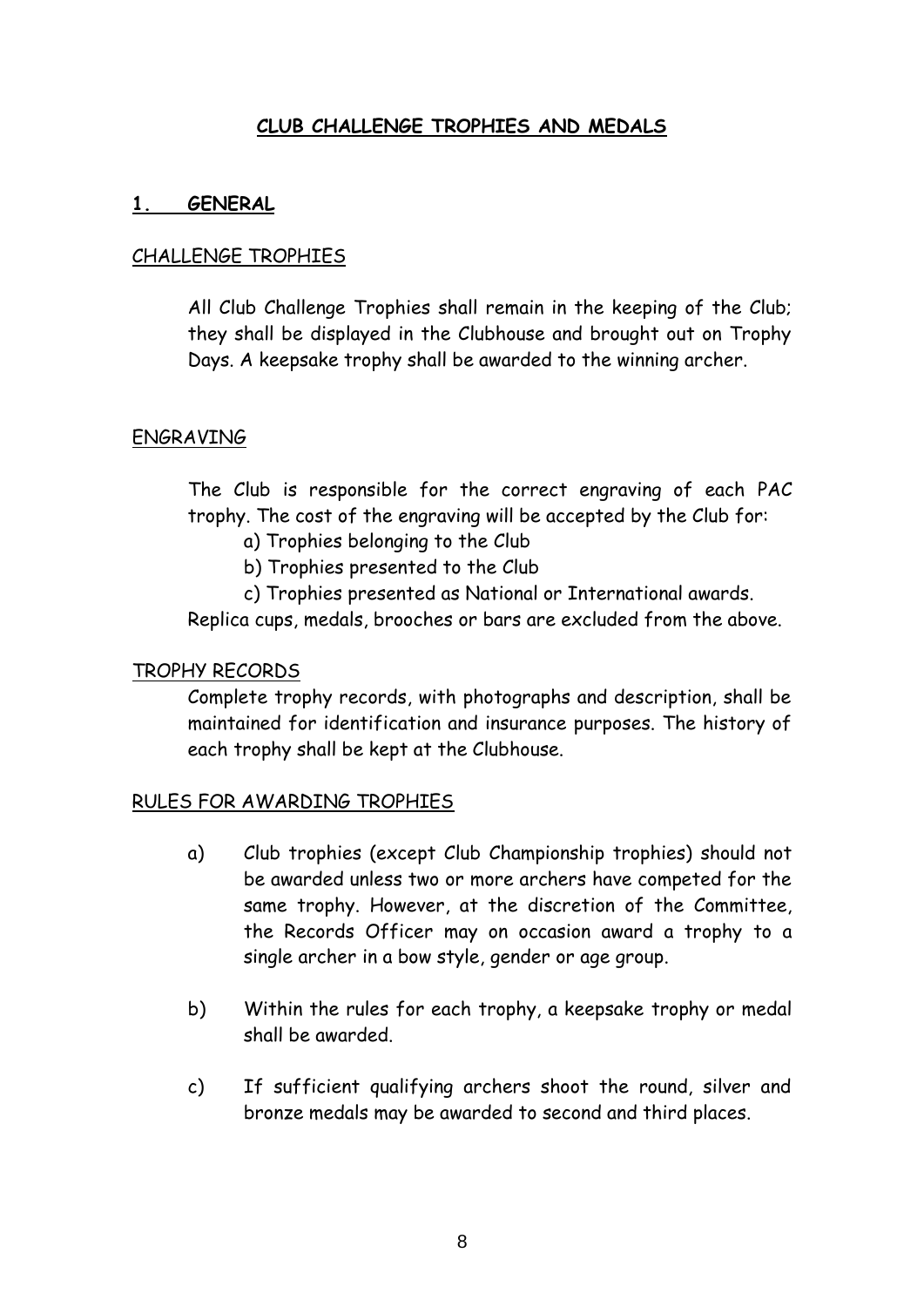# CLUB CHALLENGE TROPHIES AND MEDALS

## 1. GENERAL

### CHALLENGE TROPHIES

All Club Challenge Trophies shall remain in the keeping of the Club; they shall be displayed in the Clubhouse and brought out on Trophy Days. A keepsake trophy shall be awarded to the winning archer.

### ENGRAVING

The Club is responsible for the correct engraving of each PAC trophy. The cost of the engraving will be accepted by the Club for:

a) Trophies belonging to the Club

b) Trophies presented to the Club

c) Trophies presented as National or International awards.

Replica cups, medals, brooches or bars are excluded from the above.

### TROPHY RECORDS

Complete trophy records, with photographs and description, shall be maintained for identification and insurance purposes. The history of each trophy shall be kept at the Clubhouse.

### RULES FOR AWARDING TROPHIES

a) Club trophies (except Club Championship trophies) should not be awarded unless two or more archers have competed for the same trophy. However, at the discretion of the Committee, the Records Officer may on occasion award a trophy to a single archer in a bow style, gender or age group.

b) Within the rules for each trophy, a keepsake trophy or medal shall be awarded.

c) If sufficient qualifying archers shoot the round, silver and bronze medals may be awarded to second and third places.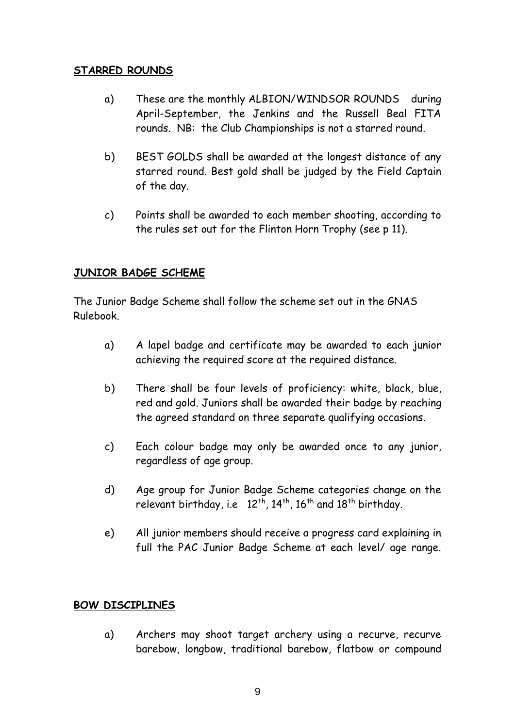## STARRED ROUNDS

a) These are the monthly ALBION/WINDSOR ROUNDS during April-September, the Jenkins and the Russell Beal FITA rounds. NB: the Club Championships is not a starred round.

b) BEST GOLDS shall be awarded at the longest distance of any starred round. Best gold shall be judged by the Field Captain of the day.

c) Points shall be awarded to each member shooting, according to the rules set out for the Flinton Horn Trophy (see p 11).

## JUNIOR BADGE SCHEME

The Junior Badge Scheme shall follow the scheme set out in the GNAS Rulebook.

a) A lapel badge and certificate may be awarded to each junior achieving the required score at the required distance.

b) There shall be four levels of proficiency: white, black, blue, red and gold. Juniors shall be awarded their badge by reaching the agreed standard on three separate qualifying occasions.

c) Each colour badge may only be awarded once to any junior, regardless of age group.

d) Age group for Junior Badge Scheme categories change on the relevant birthday, i.e 12th, 14th, 16th and 18th birthday.

e) All junior members should receive a progress card explaining in full the PAC Junior Badge Scheme at each level/ age range.

## BOW DISCIPLINES

a) Archers may shoot target archery using a recurve, recurve barebow, longbow, traditional barebow, flatbow or compound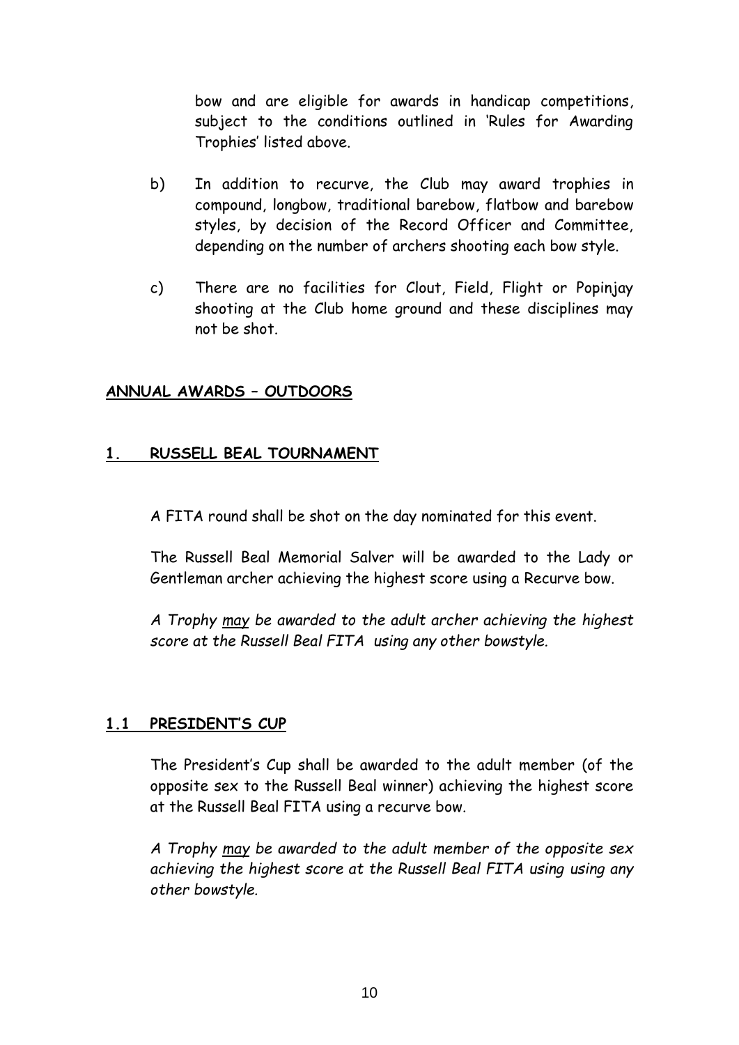bow and are eligible for awards in handicap competitions, subject to the conditions outlined in 'Rules for Awarding Trophies' listed above.

b) In addition to recurve, the Club may award trophies in compound, longbow, traditional barebow, flatbow and barebow styles, by decision of the Record Officer and Committee, depending on the number of archers shooting each bow style.

c) There are no facilities for Clout, Field, Flight or Popinjay shooting at the Club home ground and these disciplines may not be shot.

## ANNUAL AWARDS – OUTDOORS

### 1. RUSSELL BEAL TOURNAMENT

A FITA round shall be shot on the day nominated for this event.

The Russell Beal Memorial Salver will be awarded to the Lady or Gentleman archer achieving the highest score using a Recurve bow.

*A Trophy may be awarded to the adult archer achieving the highest score at the Russell Beal FITA using any other bowstyle.*

### 1.1 PRESIDENT'S CUP

The President's Cup shall be awarded to the adult member (of the opposite sex to the Russell Beal winner) achieving the highest score at the Russell Beal FITA using a recurve bow.

*A Trophy may be awarded to the adult member of the opposite sex achieving the highest score at the Russell Beal FITA using using any other bowstyle.*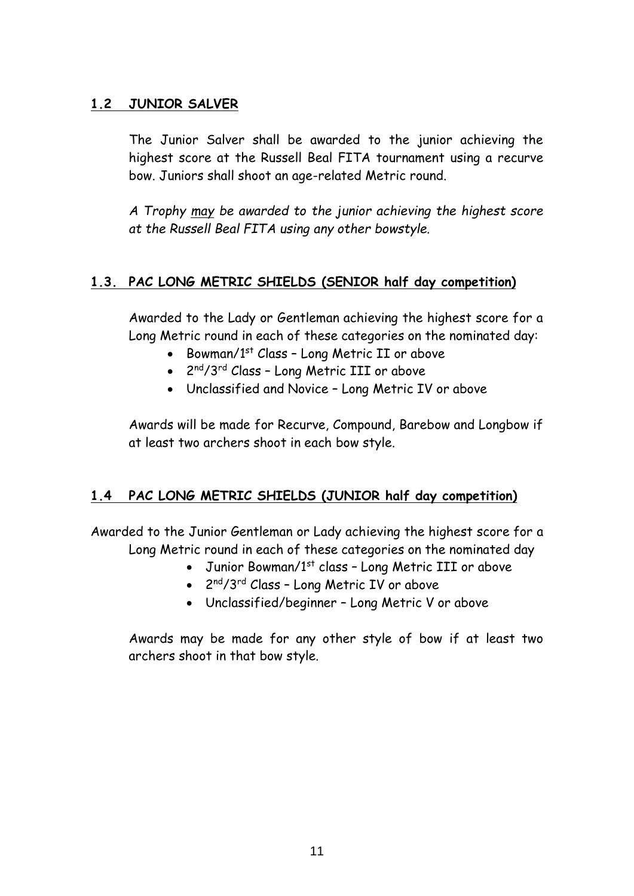## 1.2 JUNIOR SALVER

The Junior Salver shall be awarded to the junior achieving the highest score at the Russell Beal FITA tournament using a recurve bow. Juniors shall shoot an age-related Metric round.

*A Trophy may be awarded to the junior achieving the highest score at the Russell Beal FITA using any other bowstyle.*

## 1.3. PAC LONG METRIC SHIELDS (SENIOR half day competition)

Awarded to the Lady or Gentleman achieving the highest score for a Long Metric round in each of these categories on the nominated day:

- Bowman/1st Class – Long Metric II or above
- 2nd/3rd Class – Long Metric III or above
- Unclassified and Novice – Long Metric IV or above

Awards will be made for Recurve, Compound, Barebow and Longbow if at least two archers shoot in each bow style.

## 1.4 PAC LONG METRIC SHIELDS (JUNIOR half day competition)

Awarded to the Junior Gentleman or Lady achieving the highest score for a Long Metric round in each of these categories on the nominated day

- Junior Bowman/1st class – Long Metric III or above
- 2nd/3rd Class – Long Metric IV or above
- Unclassified/beginner – Long Metric V or above

Awards may be made for any other style of bow if at least two archers shoot in that bow style.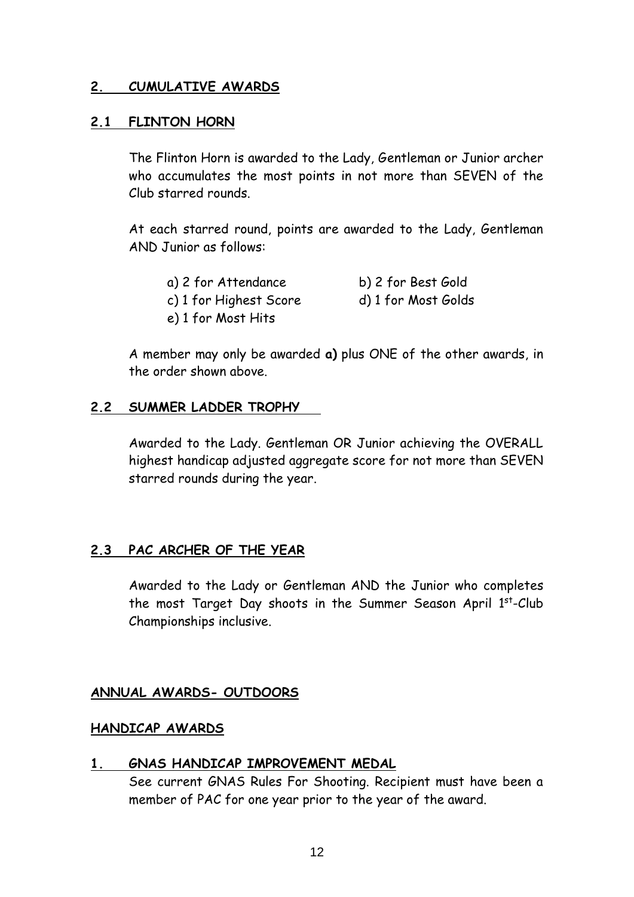## 2. CUMULATIVE AWARDS

### 2.1 FLINTON HORN

The Flinton Horn is awarded to the Lady, Gentleman or Junior archer who accumulates the most points in not more than SEVEN of the Club starred rounds.

At each starred round, points are awarded to the Lady, Gentleman AND Junior as follows:

a) 2 for Attendance
b) 2 for Best Gold
c) 1 for Highest Score
d) 1 for Most Golds
e) 1 for Most Hits

A member may only be awarded **a)** plus ONE of the other awards, in the order shown above.

### 2.2 SUMMER LADDER TROPHY

Awarded to the Lady. Gentleman OR Junior achieving the OVERALL highest handicap adjusted aggregate score for not more than SEVEN starred rounds during the year.

### 2.3 PAC ARCHER OF THE YEAR

Awarded to the Lady or Gentleman AND the Junior who completes the most Target Day shoots in the Summer Season April 1st-Club Championships inclusive.

## ANNUAL AWARDS- OUTDOORS

### HANDICAP AWARDS

### 1. GNAS HANDICAP IMPROVEMENT MEDAL

See current GNAS Rules For Shooting. Recipient must have been a member of PAC for one year prior to the year of the award.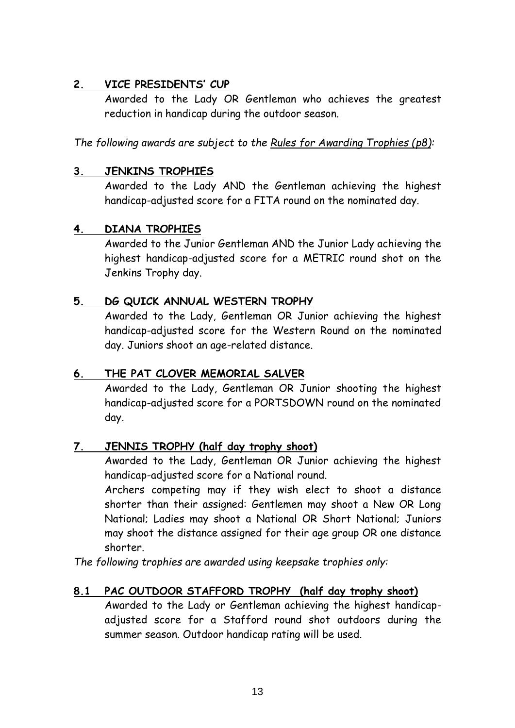## 2. VICE PRESIDENTS' CUP

Awarded to the Lady OR Gentleman who achieves the greatest reduction in handicap during the outdoor season.

*The following awards are subject to the Rules for Awarding Trophies (p8):*

## 3. JENKINS TROPHIES

Awarded to the Lady AND the Gentleman achieving the highest handicap-adjusted score for a FITA round on the nominated day.

## 4. DIANA TROPHIES

Awarded to the Junior Gentleman AND the Junior Lady achieving the highest handicap-adjusted score for a METRIC round shot on the Jenkins Trophy day.

## 5. DG QUICK ANNUAL WESTERN TROPHY

Awarded to the Lady, Gentleman OR Junior achieving the highest handicap-adjusted score for the Western Round on the nominated day. Juniors shoot an age-related distance.

## 6. THE PAT CLOVER MEMORIAL SALVER

Awarded to the Lady, Gentleman OR Junior shooting the highest handicap-adjusted score for a PORTSDOWN round on the nominated day.

## 7. JENNIS TROPHY (half day trophy shoot)

Awarded to the Lady, Gentleman OR Junior achieving the highest handicap-adjusted score for a National round.

Archers competing may if they wish elect to shoot a distance shorter than their assigned: Gentlemen may shoot a New OR Long National; Ladies may shoot a National OR Short National; Juniors may shoot the distance assigned for their age group OR one distance shorter.

*The following trophies are awarded using keepsake trophies only:*

## 8.1 PAC OUTDOOR STAFFORD TROPHY (half day trophy shoot)

Awarded to the Lady or Gentleman achieving the highest handicap-adjusted score for a Stafford round shot outdoors during the summer season. Outdoor handicap rating will be used.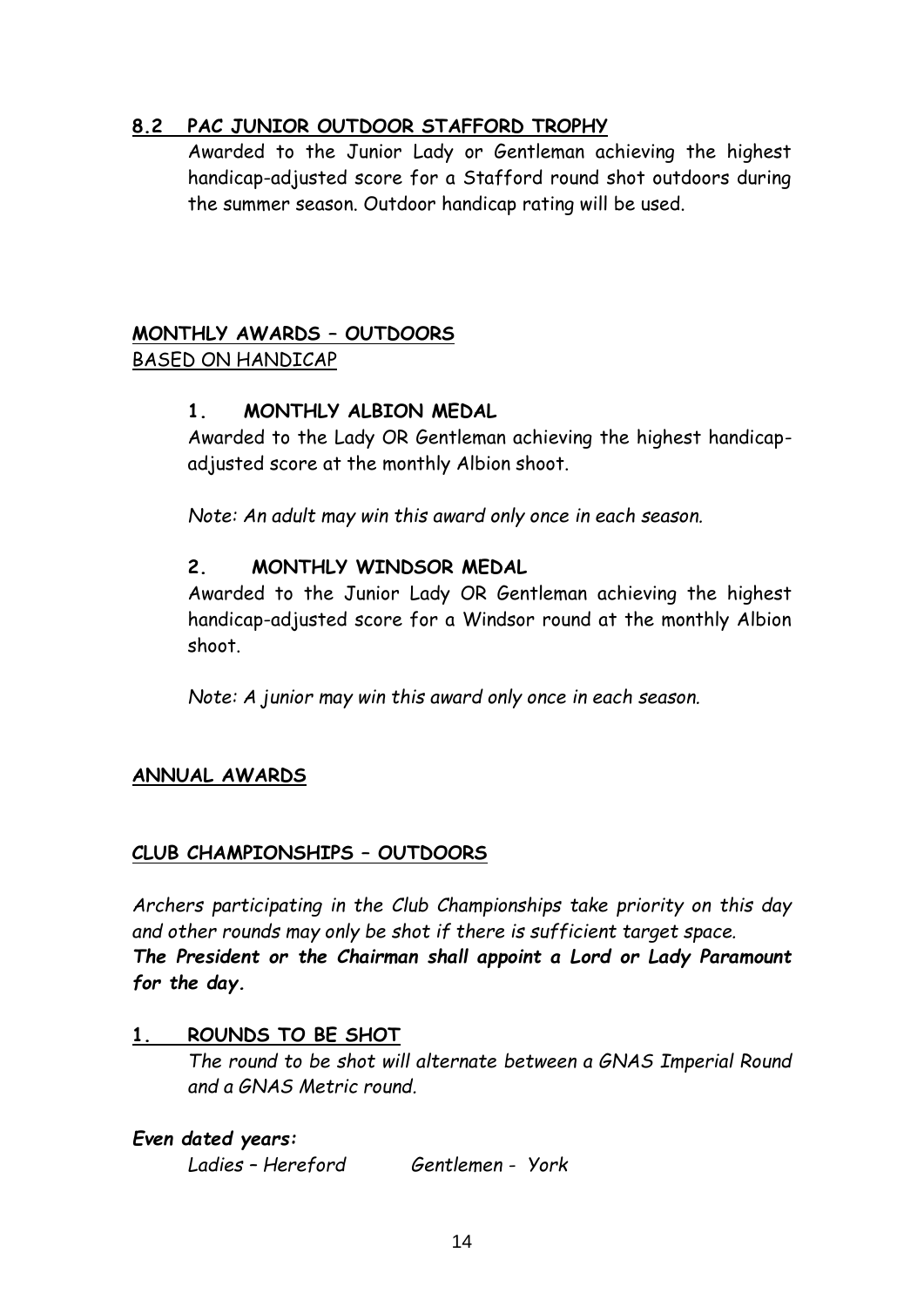### 8.2 PAC JUNIOR OUTDOOR STAFFORD TROPHY

Awarded to the Junior Lady or Gentleman achieving the highest handicap-adjusted score for a Stafford round shot outdoors during the summer season. Outdoor handicap rating will be used.

## MONTHLY AWARDS – OUTDOORS

BASED ON HANDICAP

### 1. MONTHLY ALBION MEDAL

Awarded to the Lady OR Gentleman achieving the highest handicap-adjusted score at the monthly Albion shoot.

*Note: An adult may win this award only once in each season.*

### 2. MONTHLY WINDSOR MEDAL

Awarded to the Junior Lady OR Gentleman achieving the highest handicap-adjusted score for a Windsor round at the monthly Albion shoot.

*Note: A junior may win this award only once in each season.*

## ANNUAL AWARDS

## CLUB CHAMPIONSHIPS – OUTDOORS

*Archers participating in the Club Championships take priority on this day and other rounds may only be shot if there is sufficient target space.*
***The President or the Chairman shall appoint a Lord or Lady Paramount for the day.***

### 1. ROUNDS TO BE SHOT

*The round to be shot will alternate between a GNAS Imperial Round and a GNAS Metric round.*

***Even dated years:***

*Ladies – Hereford* *Gentlemen - York*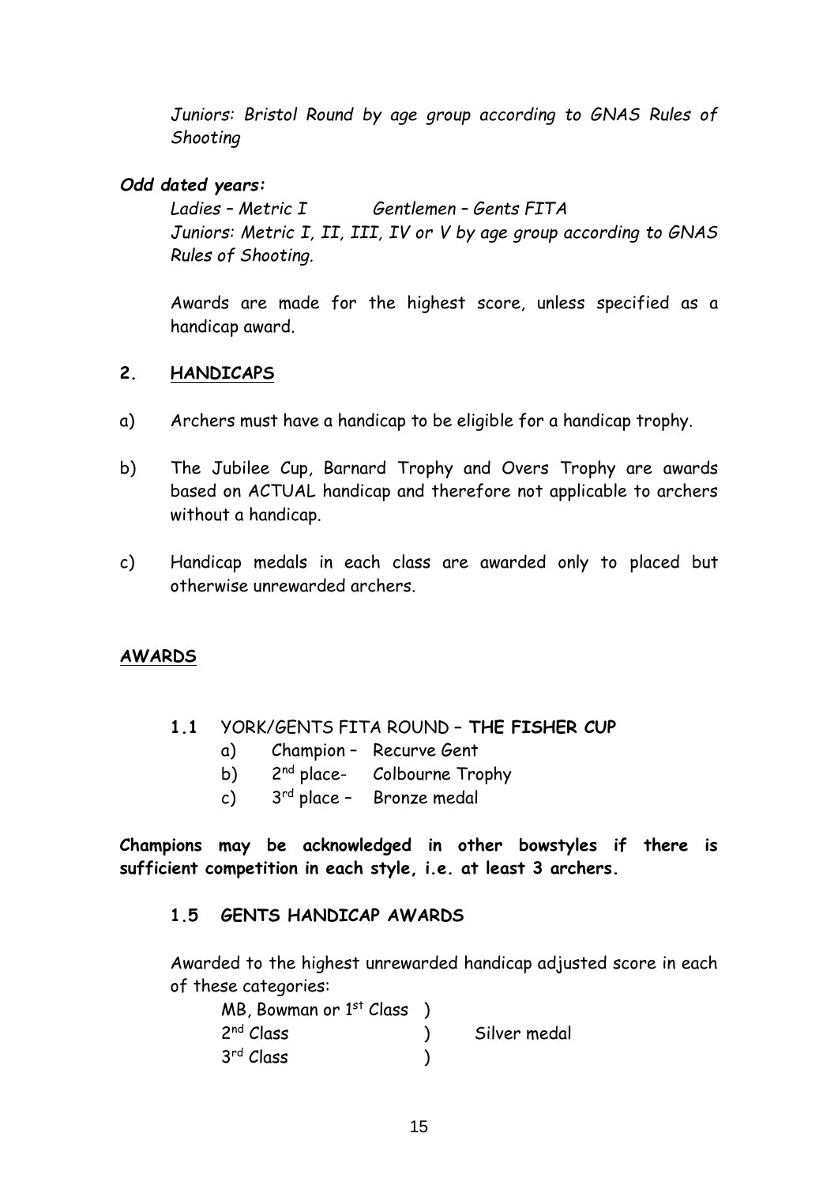*Juniors: Bristol Round by age group according to GNAS Rules of Shooting*

***Odd dated years:***

*Ladies – Metric I Gentlemen – Gents FITA*
*Juniors: Metric I, II, III, IV or V by age group according to GNAS Rules of Shooting.*

Awards are made for the highest score, unless specified as a handicap award.

## 2. HANDICAPS

a) Archers must have a handicap to be eligible for a handicap trophy.

b) The Jubilee Cup, Barnard Trophy and Overs Trophy are awards based on ACTUAL handicap and therefore not applicable to archers without a handicap.

c) Handicap medals in each class are awarded only to placed but otherwise unrewarded archers.

## AWARDS

### 1.1 YORK/GENTS FITA ROUND – THE FISHER CUP

a) Champion – Recurve Gent
b) 2nd place- Colbourne Trophy
c) 3rd place – Bronze medal

**Champions may be acknowledged in other bowstyles if there is sufficient competition in each style, i.e. at least 3 archers.**

### 1.5 GENTS HANDICAP AWARDS

Awarded to the highest unrewarded handicap adjusted score in each of these categories:

MB, Bowman or 1st Class )
2nd Class ) Silver medal
3rd Class )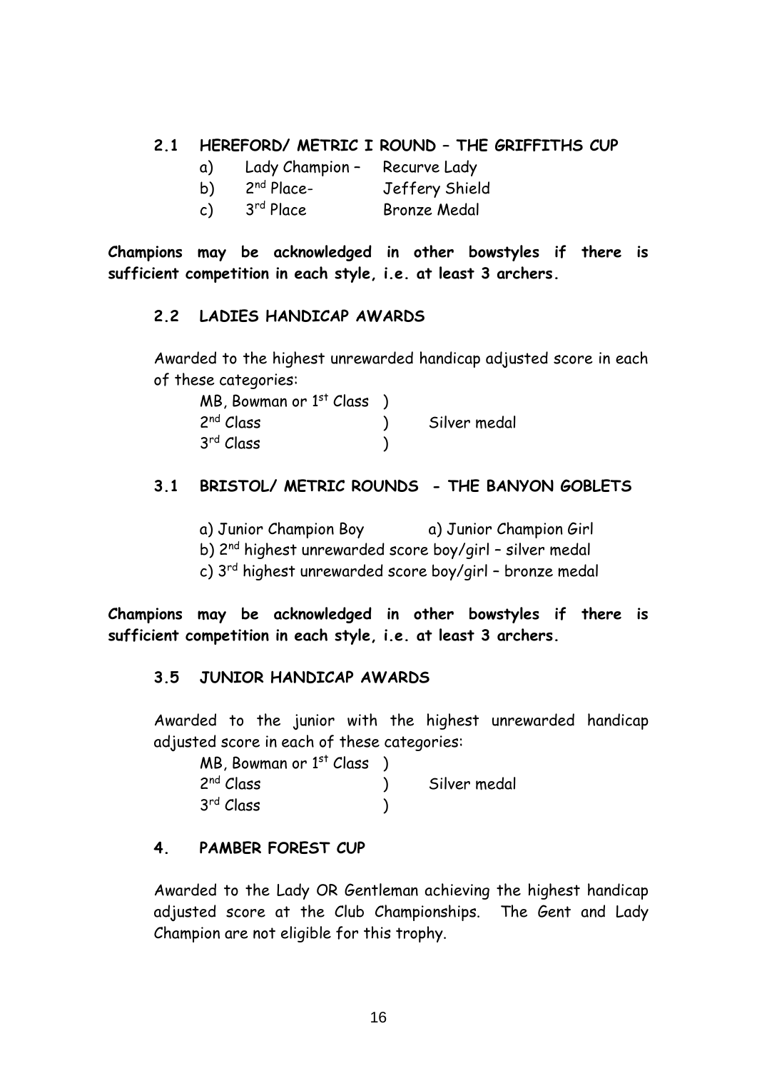### 2.1 HEREFORD/ METRIC I ROUND – THE GRIFFITHS CUP

a) Lady Champion – Recurve Lady
b) 2nd Place- Jeffery Shield
c) 3rd Place Bronze Medal

**Champions may be acknowledged in other bowstyles if there is sufficient competition in each style, i.e. at least 3 archers.**

### 2.2 LADIES HANDICAP AWARDS

Awarded to the highest unrewarded handicap adjusted score in each of these categories:

| | | |
|---|---|---|
| MB, Bowman or 1st Class | ) | |
| 2nd Class | ) | Silver medal |
| 3rd Class | ) | |

### 3.1 BRISTOL/ METRIC ROUNDS - THE BANYON GOBLETS

a) Junior Champion Boy a) Junior Champion Girl
b) 2nd highest unrewarded score boy/girl – silver medal
c) 3rd highest unrewarded score boy/girl – bronze medal

**Champions may be acknowledged in other bowstyles if there is sufficient competition in each style, i.e. at least 3 archers.**

### 3.5 JUNIOR HANDICAP AWARDS

Awarded to the junior with the highest unrewarded handicap adjusted score in each of these categories:

| | | |
|---|---|---|
| MB, Bowman or 1st Class | ) | |
| 2nd Class | ) | Silver medal |
| 3rd Class | ) | |

### 4. PAMBER FOREST CUP

Awarded to the Lady OR Gentleman achieving the highest handicap adjusted score at the Club Championships. The Gent and Lady Champion are not eligible for this trophy.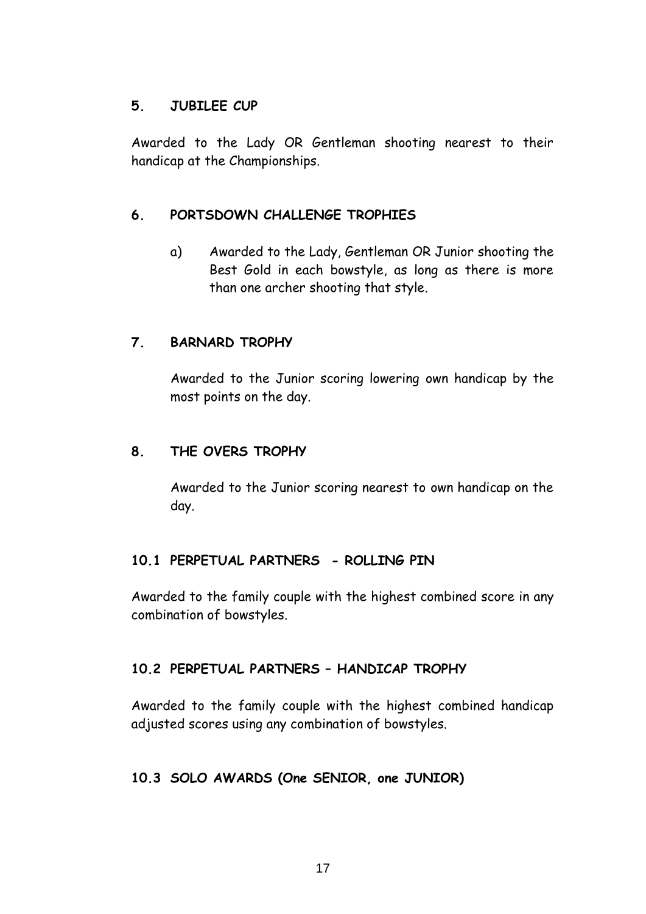### 5. JUBILEE CUP

Awarded to the Lady OR Gentleman shooting nearest to their handicap at the Championships.

### 6. PORTSDOWN CHALLENGE TROPHIES

a) Awarded to the Lady, Gentleman OR Junior shooting the Best Gold in each bowstyle, as long as there is more than one archer shooting that style.

### 7. BARNARD TROPHY

Awarded to the Junior scoring lowering own handicap by the most points on the day.

### 8. THE OVERS TROPHY

Awarded to the Junior scoring nearest to own handicap on the day.

### 10.1 PERPETUAL PARTNERS - ROLLING PIN

Awarded to the family couple with the highest combined score in any combination of bowstyles.

### 10.2 PERPETUAL PARTNERS – HANDICAP TROPHY

Awarded to the family couple with the highest combined handicap adjusted scores using any combination of bowstyles.

### 10.3 SOLO AWARDS (One SENIOR, one JUNIOR)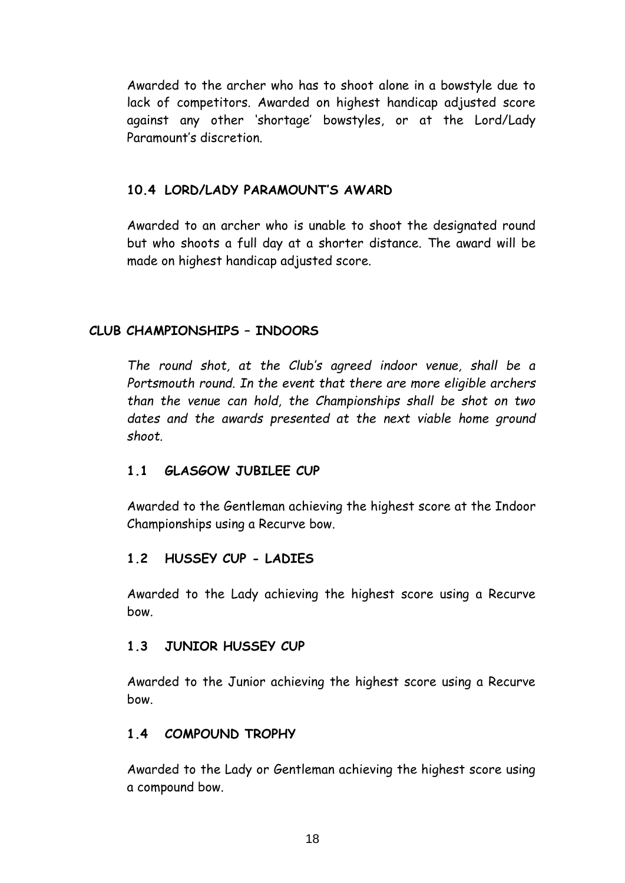Awarded to the archer who has to shoot alone in a bowstyle due to lack of competitors. Awarded on highest handicap adjusted score against any other 'shortage' bowstyles, or at the Lord/Lady Paramount's discretion.

### 10.4 LORD/LADY PARAMOUNT'S AWARD

Awarded to an archer who is unable to shoot the designated round but who shoots a full day at a shorter distance. The award will be made on highest handicap adjusted score.

## CLUB CHAMPIONSHIPS – INDOORS

*The round shot, at the Club's agreed indoor venue, shall be a Portsmouth round. In the event that there are more eligible archers than the venue can hold, the Championships shall be shot on two dates and the awards presented at the next viable home ground shoot.*

### 1.1 GLASGOW JUBILEE CUP

Awarded to the Gentleman achieving the highest score at the Indoor Championships using a Recurve bow.

### 1.2 HUSSEY CUP - LADIES

Awarded to the Lady achieving the highest score using a Recurve bow.

### 1.3 JUNIOR HUSSEY CUP

Awarded to the Junior achieving the highest score using a Recurve bow.

### 1.4 COMPOUND TROPHY

Awarded to the Lady or Gentleman achieving the highest score using a compound bow.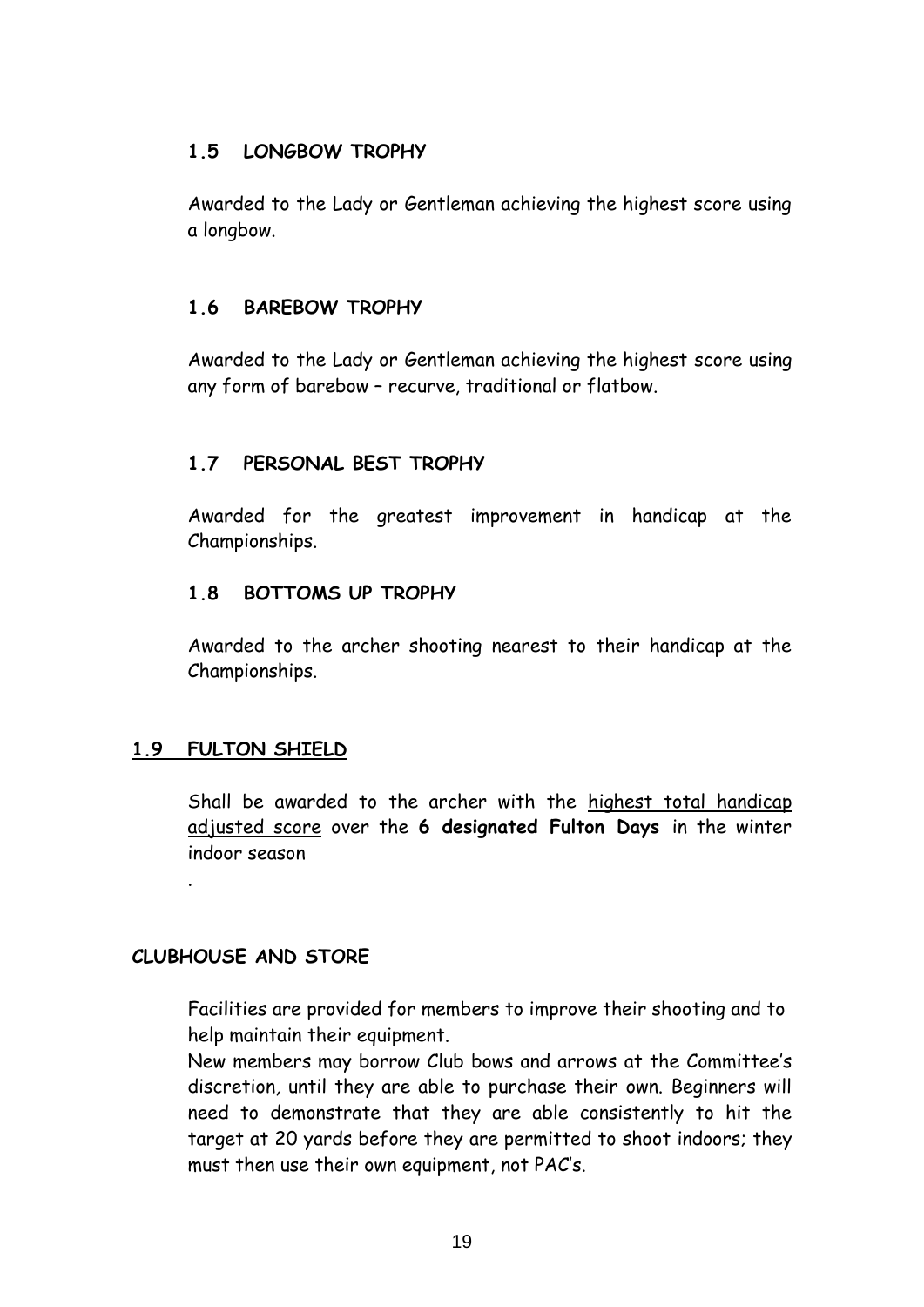### 1.5 LONGBOW TROPHY

Awarded to the Lady or Gentleman achieving the highest score using a longbow.

### 1.6 BAREBOW TROPHY

Awarded to the Lady or Gentleman achieving the highest score using any form of barebow – recurve, traditional or flatbow.

### 1.7 PERSONAL BEST TROPHY

Awarded for the greatest improvement in handicap at the Championships.

### 1.8 BOTTOMS UP TROPHY

Awarded to the archer shooting nearest to their handicap at the Championships.

### 1.9 FULTON SHIELD

Shall be awarded to the archer with the <u>highest total handicap adjusted score</u> over the **6 designated Fulton Days** in the winter indoor season

.

## CLUBHOUSE AND STORE

Facilities are provided for members to improve their shooting and to help maintain their equipment.
New members may borrow Club bows and arrows at the Committee's discretion, until they are able to purchase their own. Beginners will need to demonstrate that they are able consistently to hit the target at 20 yards before they are permitted to shoot indoors; they must then use their own equipment, not PAC's.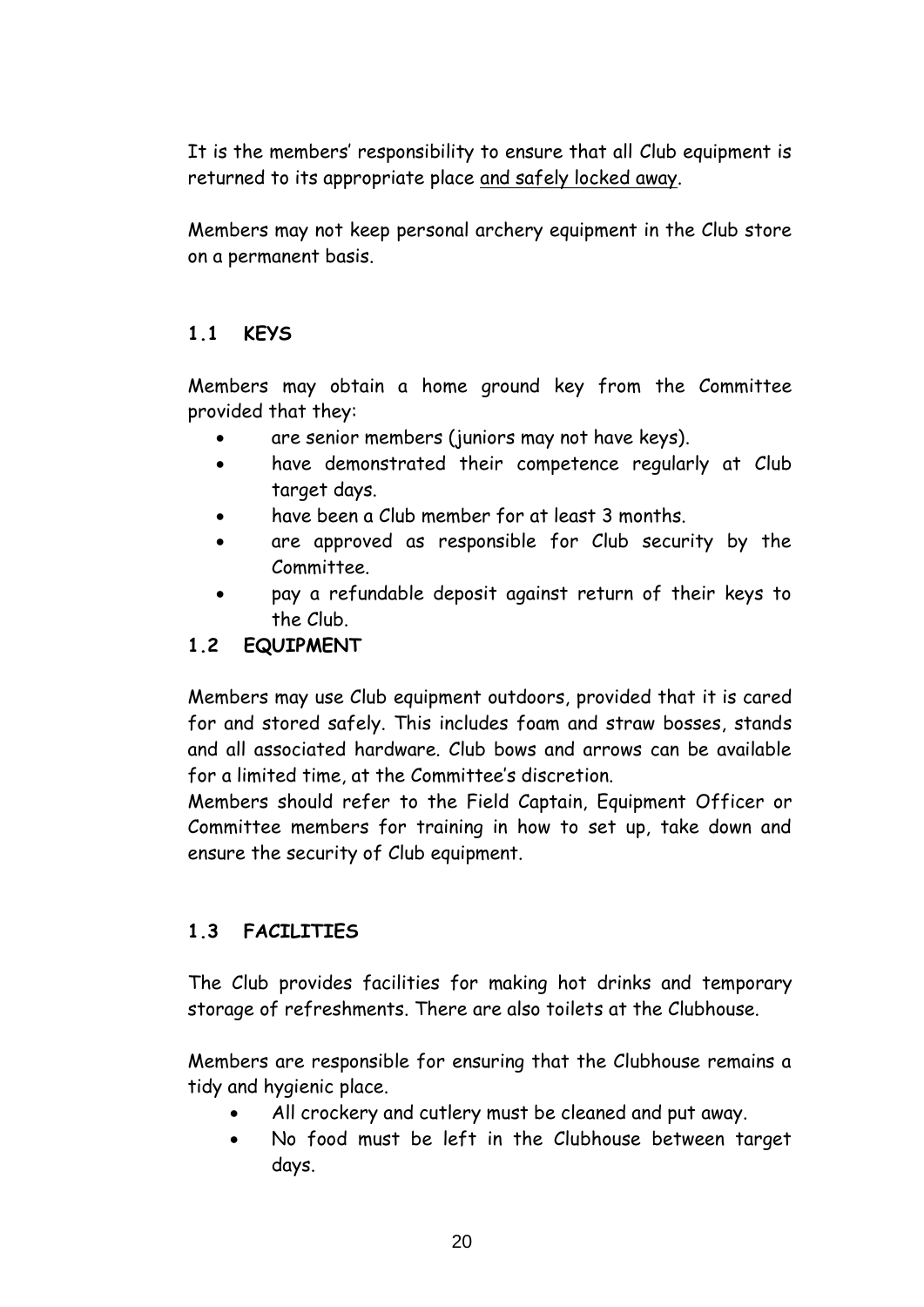It is the members' responsibility to ensure that all Club equipment is returned to its appropriate place <u>and safely locked away</u>.

Members may not keep personal archery equipment in the Club store on a permanent basis.

### 1.1 KEYS

Members may obtain a home ground key from the Committee provided that they:

- are senior members (juniors may not have keys).
- have demonstrated their competence regularly at Club target days.
- have been a Club member for at least 3 months.
- are approved as responsible for Club security by the Committee.
- pay a refundable deposit against return of their keys to the Club.

### 1.2 EQUIPMENT

Members may use Club equipment outdoors, provided that it is cared for and stored safely. This includes foam and straw bosses, stands and all associated hardware. Club bows and arrows can be available for a limited time, at the Committee's discretion.
Members should refer to the Field Captain, Equipment Officer or Committee members for training in how to set up, take down and ensure the security of Club equipment.

### 1.3 FACILITIES

The Club provides facilities for making hot drinks and temporary storage of refreshments. There are also toilets at the Clubhouse.

Members are responsible for ensuring that the Clubhouse remains a tidy and hygienic place.

- All crockery and cutlery must be cleaned and put away.
- No food must be left in the Clubhouse between target days.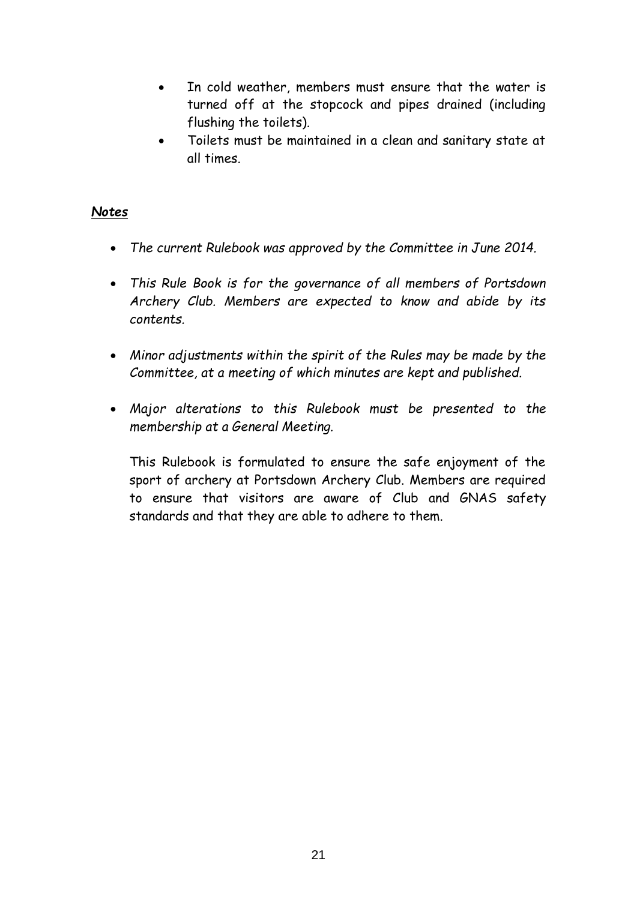- In cold weather, members must ensure that the water is turned off at the stopcock and pipes drained (including flushing the toilets).
- Toilets must be maintained in a clean and sanitary state at all times.

***Notes***

- *The current Rulebook was approved by the Committee in June 2014.*
- *This Rule Book is for the governance of all members of Portsdown Archery Club. Members are expected to know and abide by its contents.*
- *Minor adjustments within the spirit of the Rules may be made by the Committee, at a meeting of which minutes are kept and published.*
- *Major alterations to this Rulebook must be presented to the membership at a General Meeting.*

  This Rulebook is formulated to ensure the safe enjoyment of the sport of archery at Portsdown Archery Club. Members are required to ensure that visitors are aware of Club and GNAS safety standards and that they are able to adhere to them.